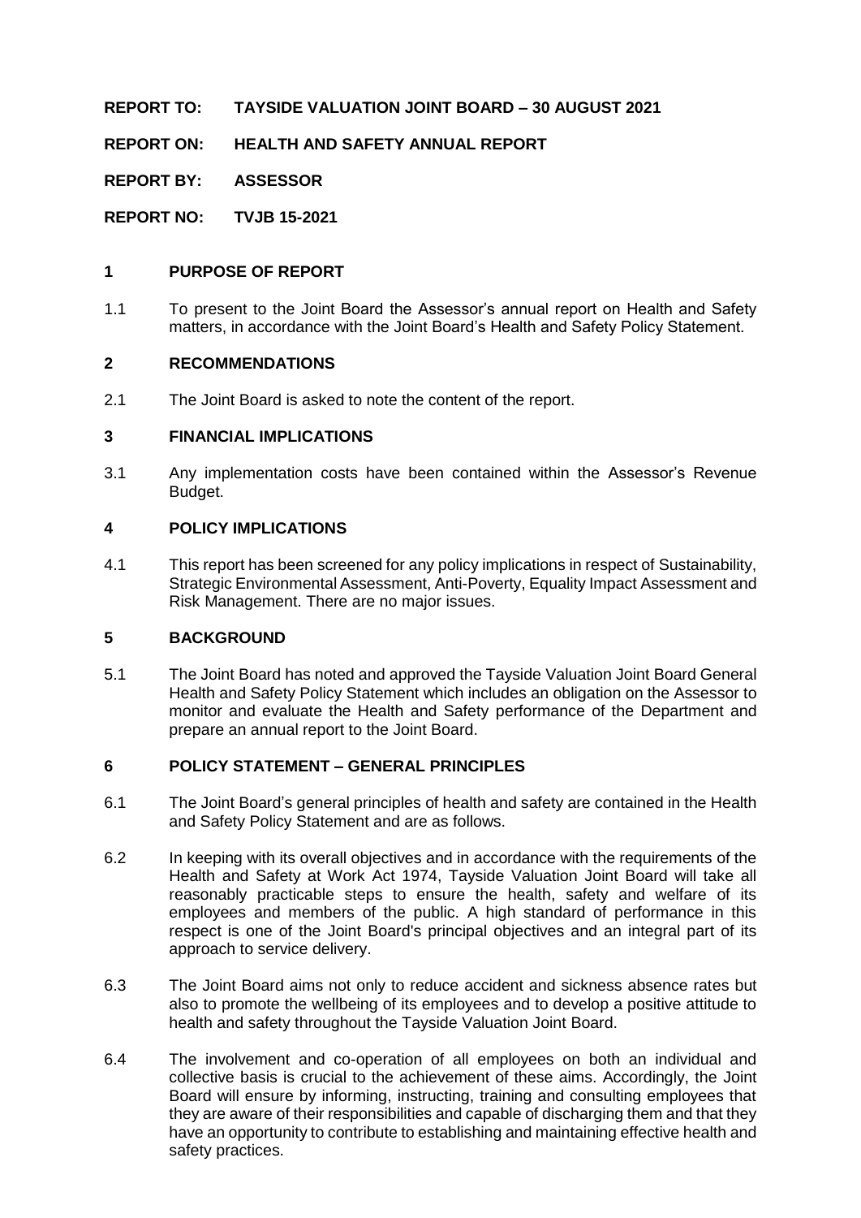**REPORT TO: TAYSIDE VALUATION JOINT BOARD – 30 AUGUST 2021**

**REPORT ON: HEALTH AND SAFETY ANNUAL REPORT**

**REPORT BY: ASSESSOR**

**REPORT NO: TVJB 15-2021**

## 1 PURPOSE OF REPORT

1.1 To present to the Joint Board the Assessor's annual report on Health and Safety matters, in accordance with the Joint Board's Health and Safety Policy Statement.

## 2 RECOMMENDATIONS

2.1 The Joint Board is asked to note the content of the report.

## 3 FINANCIAL IMPLICATIONS

3.1 Any implementation costs have been contained within the Assessor's Revenue Budget.

## 4 POLICY IMPLICATIONS

4.1 This report has been screened for any policy implications in respect of Sustainability, Strategic Environmental Assessment, Anti-Poverty, Equality Impact Assessment and Risk Management. There are no major issues.

## 5 BACKGROUND

5.1 The Joint Board has noted and approved the Tayside Valuation Joint Board General Health and Safety Policy Statement which includes an obligation on the Assessor to monitor and evaluate the Health and Safety performance of the Department and prepare an annual report to the Joint Board.

## 6 POLICY STATEMENT – GENERAL PRINCIPLES

6.1 The Joint Board's general principles of health and safety are contained in the Health and Safety Policy Statement and are as follows.

6.2 In keeping with its overall objectives and in accordance with the requirements of the Health and Safety at Work Act 1974, Tayside Valuation Joint Board will take all reasonably practicable steps to ensure the health, safety and welfare of its employees and members of the public. A high standard of performance in this respect is one of the Joint Board's principal objectives and an integral part of its approach to service delivery.

6.3 The Joint Board aims not only to reduce accident and sickness absence rates but also to promote the wellbeing of its employees and to develop a positive attitude to health and safety throughout the Tayside Valuation Joint Board.

6.4 The involvement and co-operation of all employees on both an individual and collective basis is crucial to the achievement of these aims. Accordingly, the Joint Board will ensure by informing, instructing, training and consulting employees that they are aware of their responsibilities and capable of discharging them and that they have an opportunity to contribute to establishing and maintaining effective health and safety practices.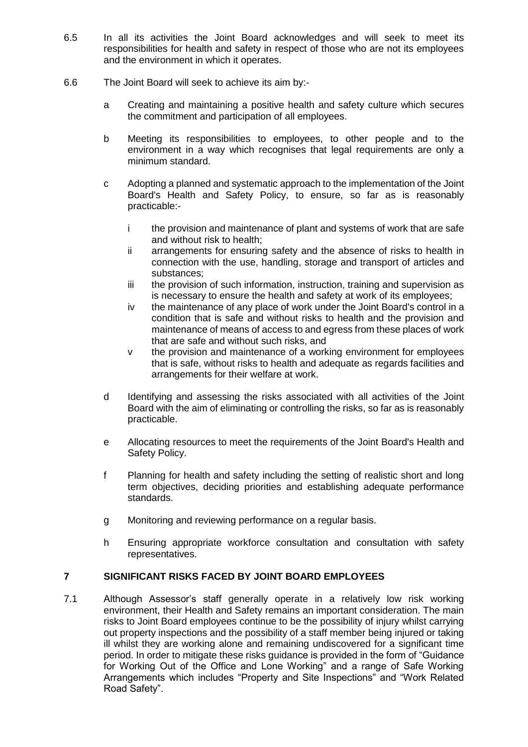6.5 In all its activities the Joint Board acknowledges and will seek to meet its responsibilities for health and safety in respect of those who are not its employees and the environment in which it operates.

6.6 The Joint Board will seek to achieve its aim by:-

a Creating and maintaining a positive health and safety culture which secures the commitment and participation of all employees.

b Meeting its responsibilities to employees, to other people and to the environment in a way which recognises that legal requirements are only a minimum standard.

c Adopting a planned and systematic approach to the implementation of the Joint Board's Health and Safety Policy, to ensure, so far as is reasonably practicable:-

i the provision and maintenance of plant and systems of work that are safe and without risk to health;

ii arrangements for ensuring safety and the absence of risks to health in connection with the use, handling, storage and transport of articles and substances;

iii the provision of such information, instruction, training and supervision as is necessary to ensure the health and safety at work of its employees;

iv the maintenance of any place of work under the Joint Board's control in a condition that is safe and without risks to health and the provision and maintenance of means of access to and egress from these places of work that are safe and without such risks, and

v the provision and maintenance of a working environment for employees that is safe, without risks to health and adequate as regards facilities and arrangements for their welfare at work.

d Identifying and assessing the risks associated with all activities of the Joint Board with the aim of eliminating or controlling the risks, so far as is reasonably practicable.

e Allocating resources to meet the requirements of the Joint Board's Health and Safety Policy.

f Planning for health and safety including the setting of realistic short and long term objectives, deciding priorities and establishing adequate performance standards.

g Monitoring and reviewing performance on a regular basis.

h Ensuring appropriate workforce consultation and consultation with safety representatives.

## 7 SIGNIFICANT RISKS FACED BY JOINT BOARD EMPLOYEES

7.1 Although Assessor's staff generally operate in a relatively low risk working environment, their Health and Safety remains an important consideration. The main risks to Joint Board employees continue to be the possibility of injury whilst carrying out property inspections and the possibility of a staff member being injured or taking ill whilst they are working alone and remaining undiscovered for a significant time period. In order to mitigate these risks guidance is provided in the form of "Guidance for Working Out of the Office and Lone Working" and a range of Safe Working Arrangements which includes "Property and Site Inspections" and "Work Related Road Safety".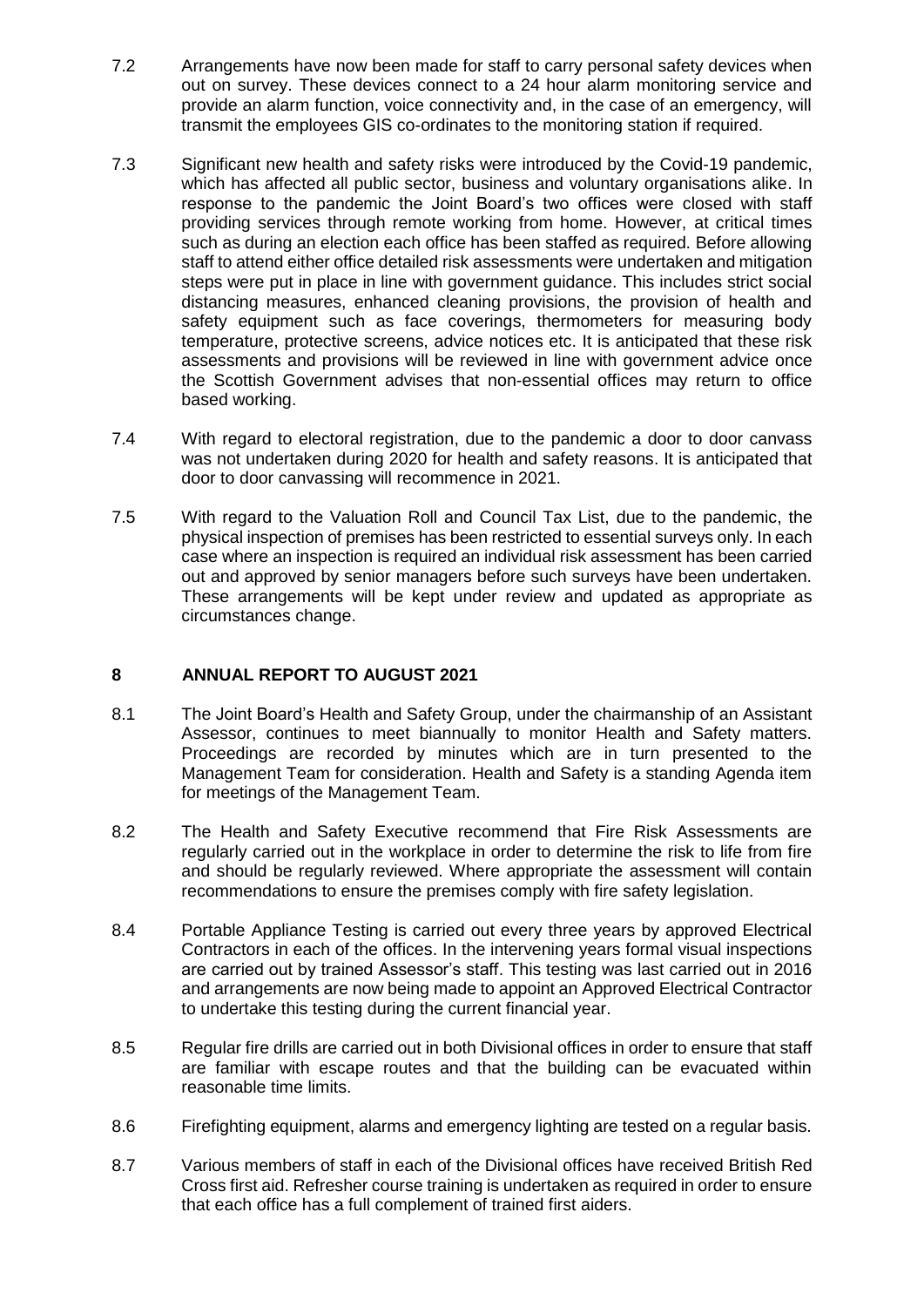7.2 Arrangements have now been made for staff to carry personal safety devices when out on survey. These devices connect to a 24 hour alarm monitoring service and provide an alarm function, voice connectivity and, in the case of an emergency, will transmit the employees GIS co-ordinates to the monitoring station if required.

7.3 Significant new health and safety risks were introduced by the Covid-19 pandemic, which has affected all public sector, business and voluntary organisations alike. In response to the pandemic the Joint Board's two offices were closed with staff providing services through remote working from home. However, at critical times such as during an election each office has been staffed as required. Before allowing staff to attend either office detailed risk assessments were undertaken and mitigation steps were put in place in line with government guidance. This includes strict social distancing measures, enhanced cleaning provisions, the provision of health and safety equipment such as face coverings, thermometers for measuring body temperature, protective screens, advice notices etc. It is anticipated that these risk assessments and provisions will be reviewed in line with government advice once the Scottish Government advises that non-essential offices may return to office based working.

7.4 With regard to electoral registration, due to the pandemic a door to door canvass was not undertaken during 2020 for health and safety reasons. It is anticipated that door to door canvassing will recommence in 2021.

7.5 With regard to the Valuation Roll and Council Tax List, due to the pandemic, the physical inspection of premises has been restricted to essential surveys only. In each case where an inspection is required an individual risk assessment has been carried out and approved by senior managers before such surveys have been undertaken. These arrangements will be kept under review and updated as appropriate as circumstances change.

## 8 ANNUAL REPORT TO AUGUST 2021

8.1 The Joint Board's Health and Safety Group, under the chairmanship of an Assistant Assessor, continues to meet biannually to monitor Health and Safety matters. Proceedings are recorded by minutes which are in turn presented to the Management Team for consideration. Health and Safety is a standing Agenda item for meetings of the Management Team.

8.2 The Health and Safety Executive recommend that Fire Risk Assessments are regularly carried out in the workplace in order to determine the risk to life from fire and should be regularly reviewed. Where appropriate the assessment will contain recommendations to ensure the premises comply with fire safety legislation.

8.4 Portable Appliance Testing is carried out every three years by approved Electrical Contractors in each of the offices. In the intervening years formal visual inspections are carried out by trained Assessor's staff. This testing was last carried out in 2016 and arrangements are now being made to appoint an Approved Electrical Contractor to undertake this testing during the current financial year.

8.5 Regular fire drills are carried out in both Divisional offices in order to ensure that staff are familiar with escape routes and that the building can be evacuated within reasonable time limits.

8.6 Firefighting equipment, alarms and emergency lighting are tested on a regular basis.

8.7 Various members of staff in each of the Divisional offices have received British Red Cross first aid. Refresher course training is undertaken as required in order to ensure that each office has a full complement of trained first aiders.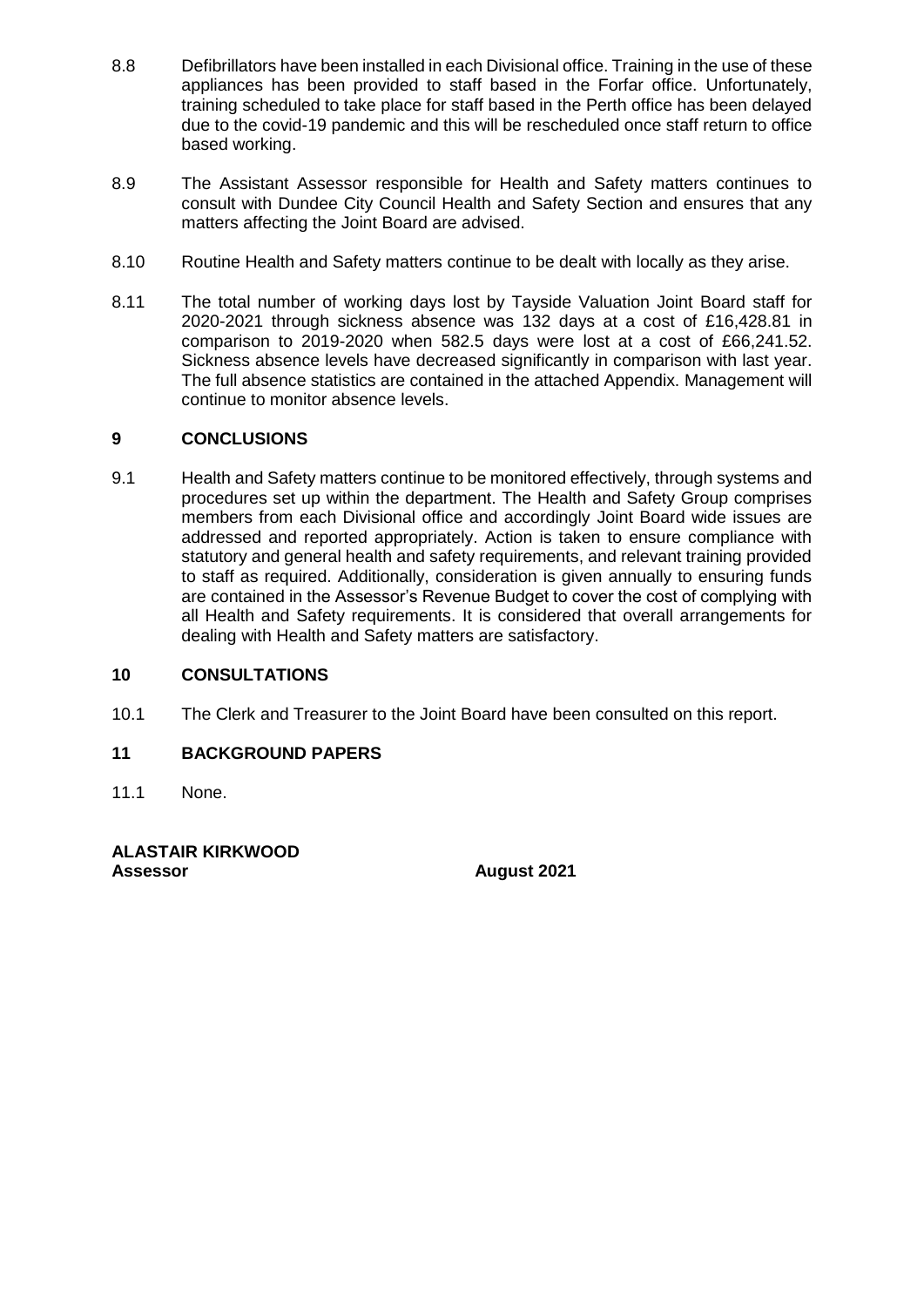8.8 Defibrillators have been installed in each Divisional office. Training in the use of these appliances has been provided to staff based in the Forfar office. Unfortunately, training scheduled to take place for staff based in the Perth office has been delayed due to the covid-19 pandemic and this will be rescheduled once staff return to office based working.

8.9 The Assistant Assessor responsible for Health and Safety matters continues to consult with Dundee City Council Health and Safety Section and ensures that any matters affecting the Joint Board are advised.

8.10 Routine Health and Safety matters continue to be dealt with locally as they arise.

8.11 The total number of working days lost by Tayside Valuation Joint Board staff for 2020-2021 through sickness absence was 132 days at a cost of £16,428.81 in comparison to 2019-2020 when 582.5 days were lost at a cost of £66,241.52. Sickness absence levels have decreased significantly in comparison with last year. The full absence statistics are contained in the attached Appendix. Management will continue to monitor absence levels.

## 9 CONCLUSIONS

9.1 Health and Safety matters continue to be monitored effectively, through systems and procedures set up within the department. The Health and Safety Group comprises members from each Divisional office and accordingly Joint Board wide issues are addressed and reported appropriately. Action is taken to ensure compliance with statutory and general health and safety requirements, and relevant training provided to staff as required. Additionally, consideration is given annually to ensuring funds are contained in the Assessor's Revenue Budget to cover the cost of complying with all Health and Safety requirements. It is considered that overall arrangements for dealing with Health and Safety matters are satisfactory.

## 10 CONSULTATIONS

10.1 The Clerk and Treasurer to the Joint Board have been consulted on this report.

## 11 BACKGROUND PAPERS

11.1 None.

**ALASTAIR KIRKWOOD**
**Assessor** **August 2021**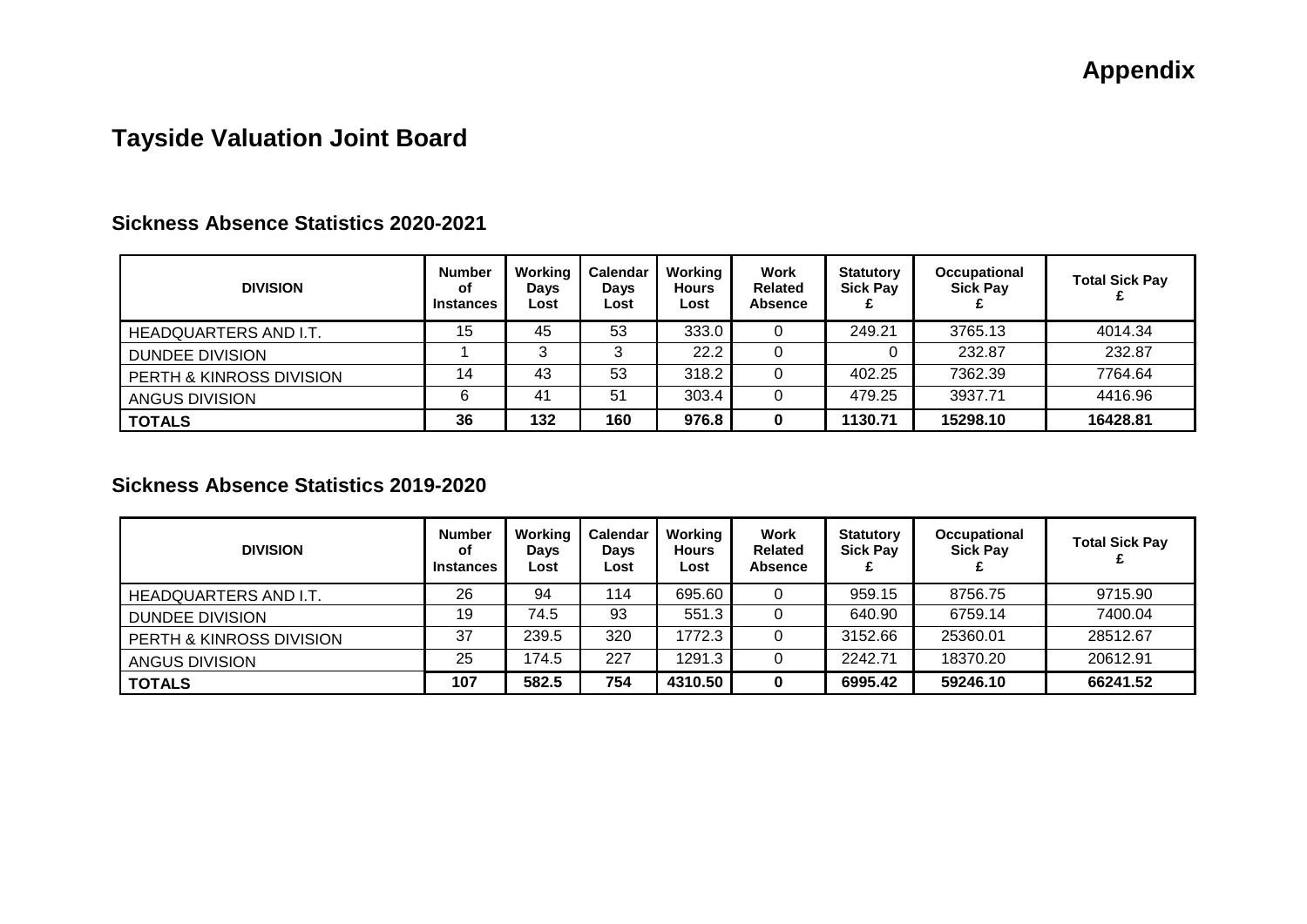# Appendix

## Tayside Valuation Joint Board

### Sickness Absence Statistics 2020-2021

| DIVISION | Number of Instances | Working Days Lost | Calendar Days Lost | Working Hours Lost | Work Related Absence | Statutory Sick Pay £ | Occupational Sick Pay £ | Total Sick Pay £ |
|---|---|---|---|---|---|---|---|---|
| HEADQUARTERS AND I.T. | 15 | 45 | 53 | 333.0 | 0 | 249.21 | 3765.13 | 4014.34 |
| DUNDEE DIVISION | 1 | 3 | 3 | 22.2 | 0 | 0 | 232.87 | 232.87 |
| PERTH & KINROSS DIVISION | 14 | 43 | 53 | 318.2 | 0 | 402.25 | 7362.39 | 7764.64 |
| ANGUS DIVISION | 6 | 41 | 51 | 303.4 | 0 | 479.25 | 3937.71 | 4416.96 |
| **TOTALS** | **36** | **132** | **160** | **976.8** | **0** | **1130.71** | **15298.10** | **16428.81** |

### Sickness Absence Statistics 2019-2020

| DIVISION | Number of Instances | Working Days Lost | Calendar Days Lost | Working Hours Lost | Work Related Absence | Statutory Sick Pay £ | Occupational Sick Pay £ | Total Sick Pay £ |
|---|---|---|---|---|---|---|---|---|
| HEADQUARTERS AND I.T. | 26 | 94 | 114 | 695.60 | 0 | 959.15 | 8756.75 | 9715.90 |
| DUNDEE DIVISION | 19 | 74.5 | 93 | 551.3 | 0 | 640.90 | 6759.14 | 7400.04 |
| PERTH & KINROSS DIVISION | 37 | 239.5 | 320 | 1772.3 | 0 | 3152.66 | 25360.01 | 28512.67 |
| ANGUS DIVISION | 25 | 174.5 | 227 | 1291.3 | 0 | 2242.71 | 18370.20 | 20612.91 |
| **TOTALS** | **107** | **582.5** | **754** | **4310.50** | **0** | **6995.42** | **59246.10** | **66241.52** |